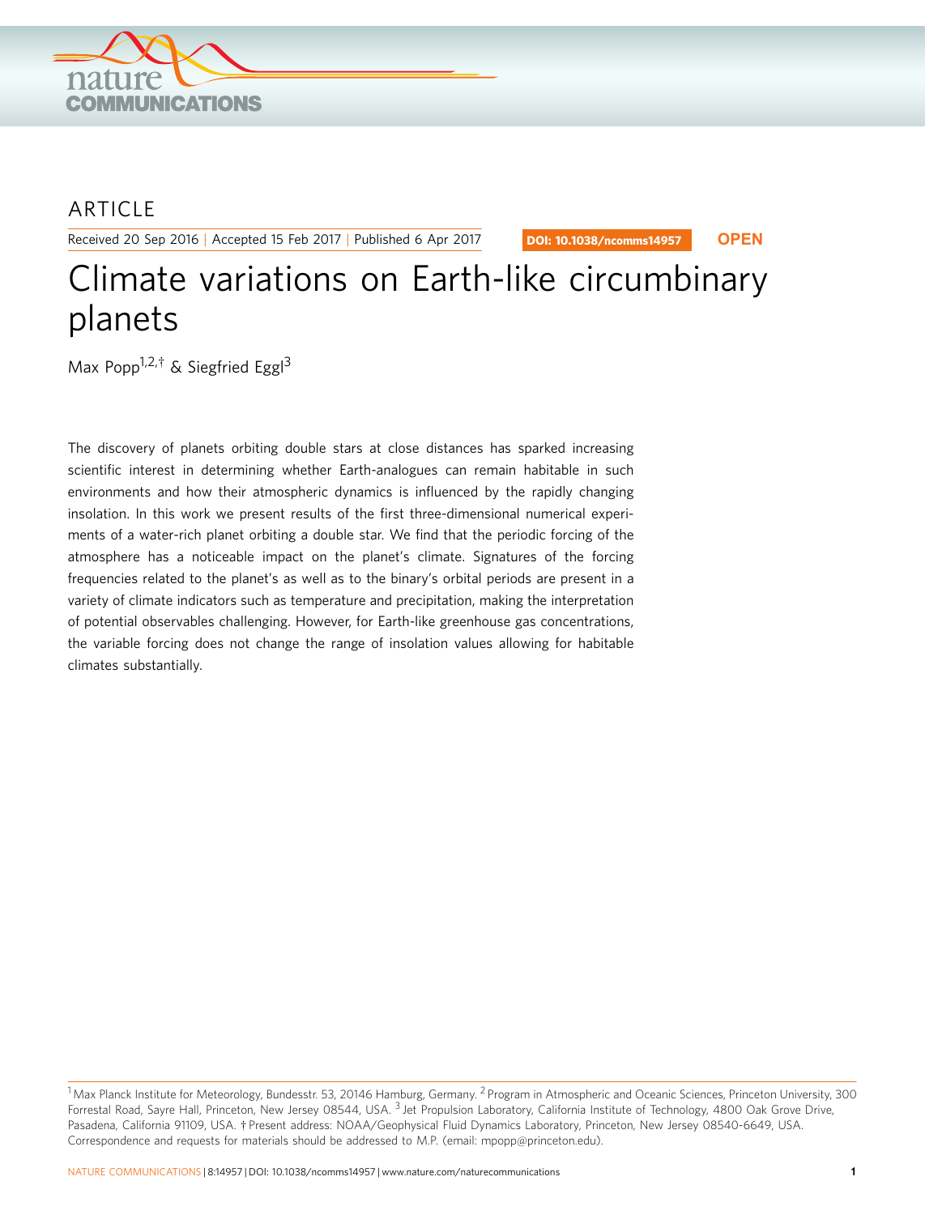ARTICLE

Received 20 Sep 2016 | Accepted 15 Feb 2017 | Published 6 Apr 2017

DOI: 10.1038/ncomms14957 **OPEN**

# Climate variations on Earth-like circumbinary planets

Max Popp[1,2,†] & Siegfried Eggl[3]

The discovery of planets orbiting double stars at close distances has sparked increasing scientific interest in determining whether Earth-analogues can remain habitable in such environments and how their atmospheric dynamics is influenced by the rapidly changing insolation. In this work we present results of the first three-dimensional numerical experiments of a water-rich planet orbiting a double star. We find that the periodic forcing of the atmosphere has a noticeable impact on the planet's climate. Signatures of the forcing frequencies related to the planet's as well as to the binary's orbital periods are present in a variety of climate indicators such as temperature and precipitation, making the interpretation of potential observables challenging. However, for Earth-like greenhouse gas concentrations, the variable forcing does not change the range of insolation values allowing for habitable climates substantially.

[1] Max Planck Institute for Meteorology, Bundesstr. 53, 20146 Hamburg, Germany. [2] Program in Atmospheric and Oceanic Sciences, Princeton University, 300 Forrestal Road, Sayre Hall, Princeton, New Jersey 08544, USA. [3] Jet Propulsion Laboratory, California Institute of Technology, 4800 Oak Grove Drive, Pasadena, California 91109, USA. † Present address: NOAA/Geophysical Fluid Dynamics Laboratory, Princeton, New Jersey 08540-6649, USA. Correspondence and requests for materials should be addressed to M.P. (email: mpopp@princeton.edu).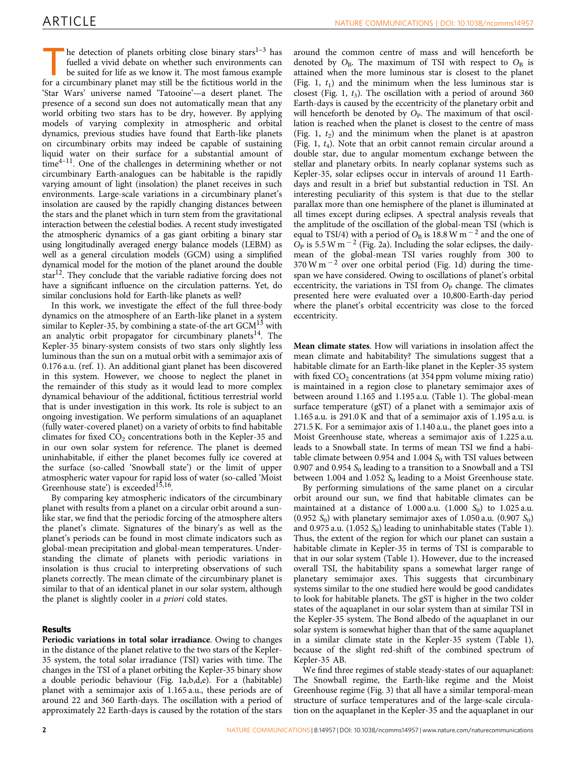The detection of planets orbiting close binary stars[1–3] has fuelled a vivid debate on whether such environments can be suited for life as we know it. The most famous example for a circumbinary planet may still be the fictitious world in the 'Star Wars' universe named 'Tatooine'—a desert planet. The presence of a second sun does not automatically mean that any world orbiting two stars has to be dry, however. By applying models of varying complexity in atmospheric and orbital dynamics, previous studies have found that Earth-like planets on circumbinary orbits may indeed be capable of sustaining liquid water on their surface for a substantial amount of time[4–11]. One of the challenges in determining whether or not circumbinary Earth-analogues can be habitable is the rapidly varying amount of light (insolation) the planet receives in such environments. Large-scale variations in a circumbinary planet's insolation are caused by the rapidly changing distances between the stars and the planet which in turn stem from the gravitational interaction between the celestial bodies. A recent study investigated the atmospheric dynamics of a gas giant orbiting a binary star using longitudinally averaged energy balance models (LEBM) as well as a general circulation models (GCM) using a simplified dynamical model for the motion of the planet around the double star[12]. They conclude that the variable radiative forcing does not have a significant influence on the circulation patterns. Yet, do similar conclusions hold for Earth-like planets as well?

In this work, we investigate the effect of the full three-body dynamics on the atmosphere of an Earth-like planet in a system similar to Kepler-35, by combining a state-of-the art GCM[13] with an analytic orbit propagator for circumbinary planets[14]. The Kepler-35 binary-system consists of two stars only slightly less luminous than the sun on a mutual orbit with a semimajor axis of 0.176 a.u. (ref. 1). An additional giant planet has been discovered in this system. However, we choose to neglect the planet in the remainder of this study as it would lead to more complex dynamical behaviour of the additional, fictitious terrestrial world that is under investigation in this work. Its role is subject to an ongoing investigation. We perform simulations of an aquaplanet (fully water-covered planet) on a variety of orbits to find habitable climates for fixed $CO_2$ concentrations both in the Kepler-35 and in our own solar system for reference. The planet is deemed uninhabitable, if either the planet becomes fully ice covered at the surface (so-called 'Snowball state') or the limit of upper atmospheric water vapour for rapid loss of water (so-called 'Moist Greenhouse state') is exceeded[15,16].

By comparing key atmospheric indicators of the circumbinary planet with results from a planet on a circular orbit around a sun-like star, we find that the periodic forcing of the atmosphere alters the planet's climate. Signatures of the binary's as well as the planet's periods can be found in most climate indicators such as global-mean precipitation and global-mean temperatures. Understanding the climate of planets with periodic variations in insolation is thus crucial to interpreting observations of such planets correctly. The mean climate of the circumbinary planet is similar to that of an identical planet in our solar system, although the planet is slightly cooler in *a priori* cold states.

## Results

**Periodic variations in total solar irradiance**. Owing to changes in the distance of the planet relative to the two stars of the Kepler-35 system, the total solar irradiance (TSI) varies with time. The changes in the TSI of a planet orbiting the Kepler-35 binary show a double periodic behaviour (Fig. 1a,b,d,e). For a (habitable) planet with a semimajor axis of 1.165 a.u., these periods are of around 22 and 360 Earth-days. The oscillation with a period of approximately 22 Earth-days is caused by the rotation of the stars around the common centre of mass and will henceforth be denoted by $O_B$. The maximum of TSI with respect to $O_B$ is attained when the more luminous star is closest to the planet (Fig. 1, $t_1$) and the minimum when the less luminous star is closest (Fig. 1, $t_3$). The oscillation with a period of around 360 Earth-days is caused by the eccentricity of the planetary orbit and will henceforth be denoted by $O_P$. The maximum of that oscillation is reached when the planet is closest to the centre of mass (Fig. 1, $t_2$) and the minimum when the planet is at apastron (Fig. 1, $t_4$). Note that an orbit cannot remain circular around a double star, due to angular momentum exchange between the stellar and planetary orbits. In nearly coplanar systems such as Kepler-35, solar eclipses occur in intervals of around 11 Earth-days and result in a brief but substantial reduction in TSI. An interesting peculiarity of this system is that due to the stellar parallax more than one hemisphere of the planet is illuminated at all times except during eclipses. A spectral analysis reveals that the amplitude of the oscillation of the global-mean TSI (which is equal to TSI/4) with a period of $O_B$ is 18.8 W m$^{-2}$ and the one of $O_P$ is 5.5 W m$^{-2}$ (Fig. 2a). Including the solar eclipses, the daily-mean of the global-mean TSI varies roughly from 300 to 370 W m$^{-2}$ over one orbital period (Fig. 1d) during the timespan we have considered. Owing to oscillations of planet's orbital eccentricity, the variations in TSI from $O_P$ change. The climates presented here were evaluated over a 10,800-Earth-day period where the planet's orbital eccentricity was close to the forced eccentricity.

**Mean climate states**. How will variations in insolation affect the mean climate and habitability? The simulations suggest that a habitable climate for an Earth-like planet in the Kepler-35 system with fixed $CO_2$ concentrations (at 354 ppm volume mixing ratio) is maintained in a region close to planetary semimajor axes of between around 1.165 and 1.195 a.u. (Table 1). The global-mean surface temperature (gST) of a planet with a semimajor axis of 1.165 a.u. is 291.0 K and that of a semimajor axis of 1.195 a.u. is 271.5 K. For a semimajor axis of 1.140 a.u., the planet goes into a Moist Greenhouse state, whereas a semimajor axis of 1.225 a.u. leads to a Snowball state. In terms of mean TSI we find a habitable climate between 0.954 and 1.004 $S_0$ with TSI values between 0.907 and 0.954 $S_0$ leading to a transition to a Snowball and a TSI between 1.004 and 1.052 $S_0$ leading to a Moist Greenhouse state.

By performing simulations of the same planet on a circular orbit around our sun, we find that habitable climates can be maintained at a distance of 1.000 a.u. (1.000 $S_0$) to 1.025 a.u. (0.952 $S_0$) with planetary semimajor axes of 1.050 a.u. (0.907 $S_0$) and 0.975 a.u. (1.052 $S_0$) leading to uninhabitable states (Table 1). Thus, the extent of the region for which our planet can sustain a habitable climate in Kepler-35 in terms of TSI is comparable to that in our solar system (Table 1). However, due to the increased overall TSI, the habitability spans a somewhat larger range of planetary semimajor axes. This suggests that circumbinary systems similar to the one studied here would be good candidates to look for habitable planets. The gST is higher in the two colder states of the aquaplanet in our solar system than at similar TSI in the Kepler-35 system. The Bond albedo of the aquaplanet in our solar system is somewhat higher than that of the same aquaplanet in a similar climate state in the Kepler-35 system (Table 1), because of the slight red-shift of the combined spectrum of Kepler-35 AB.

We find three regimes of stable steady-states of our aquaplanet: The Snowball regime, the Earth-like regime and the Moist Greenhouse regime (Fig. 3) that all have a similar temporal-mean structure of surface temperatures and of the large-scale circulation on the aquaplanet in the Kepler-35 and the aquaplanet in our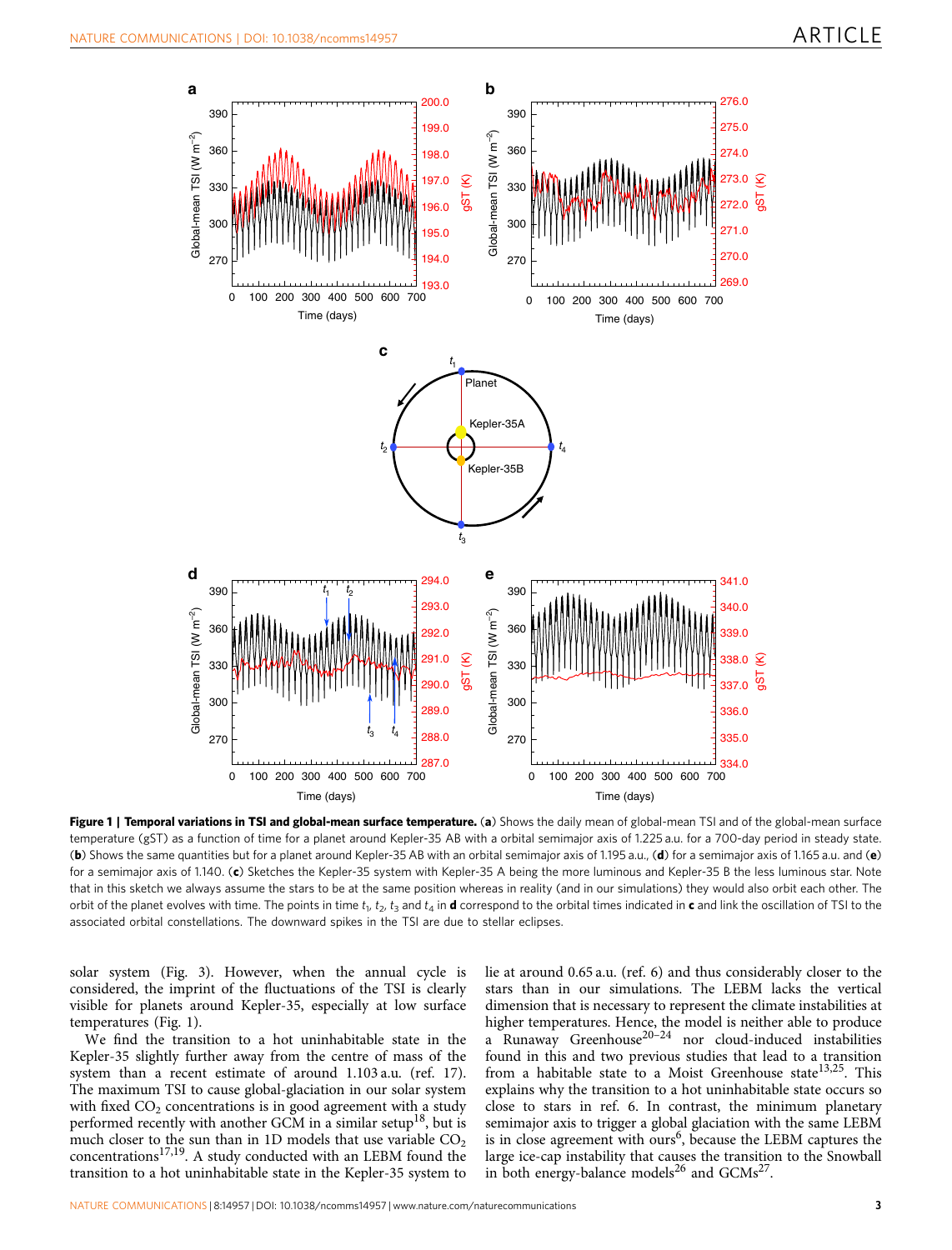**Figure 1 | Temporal variations in TSI and global-mean surface temperature.** (**a**) Shows the daily mean of global-mean TSI and of the global-mean surface temperature (gST) as a function of time for a planet around Kepler-35 AB with a orbital semimajor axis of 1.225 a.u. for a 700-day period in steady state. (**b**) Shows the same quantities but for a planet around Kepler-35 AB with an orbital semimajor axis of 1.195 a.u., (**d**) for a semimajor axis of 1.165 a.u. and (**e**) for a semimajor axis of 1.140. (**c**) Sketches the Kepler-35 system with Kepler-35 A being the more luminous and Kepler-35 B the less luminous star. Note that in this sketch we always assume the stars to be at the same position whereas in reality (and in our simulations) they would also orbit each other. The orbit of the planet evolves with time. The points in time $t_1$, $t_2$, $t_3$ and $t_4$ in **d** correspond to the orbital times indicated in **c** and link the oscillation of TSI to the associated orbital constellations. The downward spikes in the TSI are due to stellar eclipses.

solar system (Fig. 3). However, when the annual cycle is considered, the imprint of the fluctuations of the TSI is clearly visible for planets around Kepler-35, especially at low surface temperatures (Fig. 1).

We find the transition to a hot uninhabitable state in the Kepler-35 slightly further away from the centre of mass of the system than a recent estimate of around 1.103 a.u. (ref. 17). The maximum TSI to cause global-glaciation in our solar system with fixed $CO_2$ concentrations is in good agreement with a study performed recently with another GCM in a similar setup[18], but is much closer to the sun than in 1D models that use variable $CO_2$ concentrations[17,19]. A study conducted with an LEBM found the transition to a hot uninhabitable state in the Kepler-35 system to lie at around 0.65 a.u. (ref. 6) and thus considerably closer to the stars than in our simulations. The LEBM lacks the vertical dimension that is necessary to represent the climate instabilities at higher temperatures. Hence, the model is neither able to produce a Runaway Greenhouse[20–24] nor cloud-induced instabilities found in this and two previous studies that lead to a transition from a habitable state to a Moist Greenhouse state[13,25]. This explains why the transition to a hot uninhabitable state occurs so close to stars in ref. 6. In contrast, the minimum planetary semimajor axis to trigger a global glaciation with the same LEBM is in close agreement with ours[6], because the LEBM captures the large ice-cap instability that causes the transition to the Snowball in both energy-balance models[26] and GCMs[27].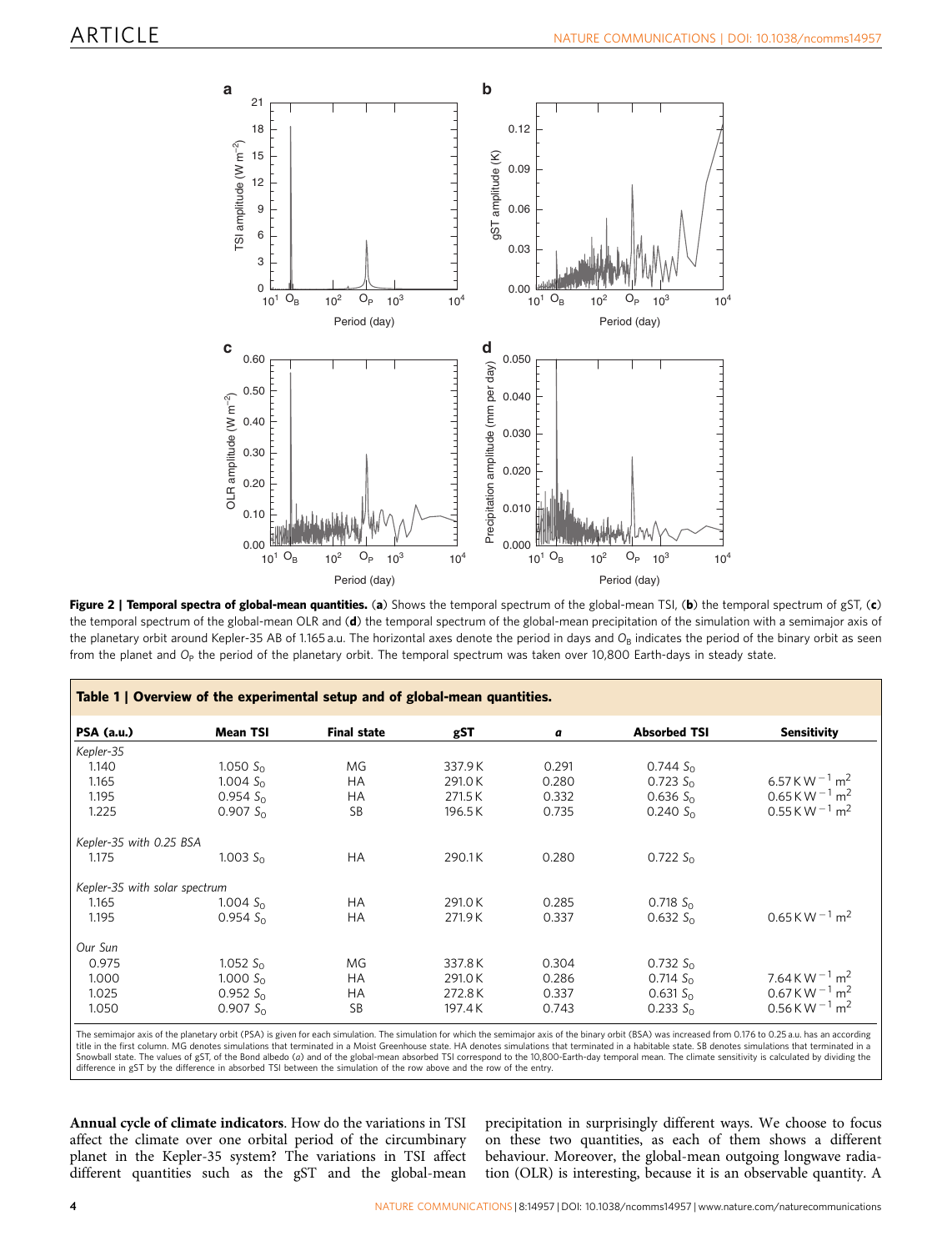**Figure 2 | Temporal spectra of global-mean quantities.** (**a**) Shows the temporal spectrum of the global-mean TSI, (**b**) the temporal spectrum of gST, (**c**) the temporal spectrum of the global-mean OLR and (**d**) the temporal spectrum of the global-mean precipitation of the simulation with a semimajor axis of the planetary orbit around Kepler-35 AB of 1.165 a.u. The horizontal axes denote the period in days and $O_B$ indicates the period of the binary orbit as seen from the planet and $O_P$ the period of the planetary orbit. The temporal spectrum was taken over 10,800 Earth-days in steady state.

**Table 1 | Overview of the experimental setup and of global-mean quantities.**

| PSA (a.u.) | Mean TSI | Final state | gST | *a* | Absorbed TSI | Sensitivity |
|---|---|---|---|---|---|---|
| *Kepler-35* | | | | | | |
| 1.140 | 1.050 $S_O$ | MG | 337.9 K | 0.291 | 0.744 $S_O$ | |
| 1.165 | 1.004 $S_O$ | HA | 291.0 K | 0.280 | 0.723 $S_O$ | 6.57 K W$^{-1}$ m$^2$ |
| 1.195 | 0.954 $S_O$ | HA | 271.5 K | 0.332 | 0.636 $S_O$ | 0.65 K W$^{-1}$ m$^2$ |
| 1.225 | 0.907 $S_O$ | SB | 196.5 K | 0.735 | 0.240 $S_O$ | 0.55 K W$^{-1}$ m$^2$ |
| *Kepler-35 with 0.25 BSA* | | | | | | |
| 1.175 | 1.003 $S_O$ | HA | 290.1 K | 0.280 | 0.722 $S_O$ | |
| *Kepler-35 with solar spectrum* | | | | | | |
| 1.165 | 1.004 $S_O$ | HA | 291.0 K | 0.285 | 0.718 $S_O$ | |
| 1.195 | 0.954 $S_O$ | HA | 271.9 K | 0.337 | 0.632 $S_O$ | 0.65 K W$^{-1}$ m$^2$ |
| *Our Sun* | | | | | | |
| 0.975 | 1.052 $S_O$ | MG | 337.8 K | 0.304 | 0.732 $S_O$ | |
| 1.000 | 1.000 $S_O$ | HA | 291.0 K | 0.286 | 0.714 $S_O$ | 7.64 K W$^{-1}$ m$^2$ |
| 1.025 | 0.952 $S_O$ | HA | 272.8 K | 0.337 | 0.631 $S_O$ | 0.67 K W$^{-1}$ m$^2$ |
| 1.050 | 0.907 $S_O$ | SB | 197.4 K | 0.743 | 0.233 $S_O$ | 0.56 K W$^{-1}$ m$^2$ |

The semimajor axis of the planetary orbit (PSA) is given for each simulation. The simulation for which the semimajor axis of the binary orbit (BSA) was increased from 0.176 to 0.25 a.u. has an according title in the first column. MG denotes simulations that terminated in a Moist Greenhouse state. HA denotes simulations that terminated in a habitable state. SB denotes simulations that terminated in a Snowball state. The values of gST, of the Bond albedo (*a*) and of the global-mean absorbed TSI correspond to the 10,800-Earth-day temporal mean. The climate sensitivity is calculated by dividing the difference in gST by the difference in absorbed TSI between the simulation of the row above and the row of the entry.

**Annual cycle of climate indicators**. How do the variations in TSI affect the climate over one orbital period of the circumbinary planet in the Kepler-35 system? The variations in TSI affect different quantities such as the gST and the global-mean precipitation in surprisingly different ways. We choose to focus on these two quantities, as each of them shows a different behaviour. Moreover, the global-mean outgoing longwave radiation (OLR) is interesting, because it is an observable quantity. A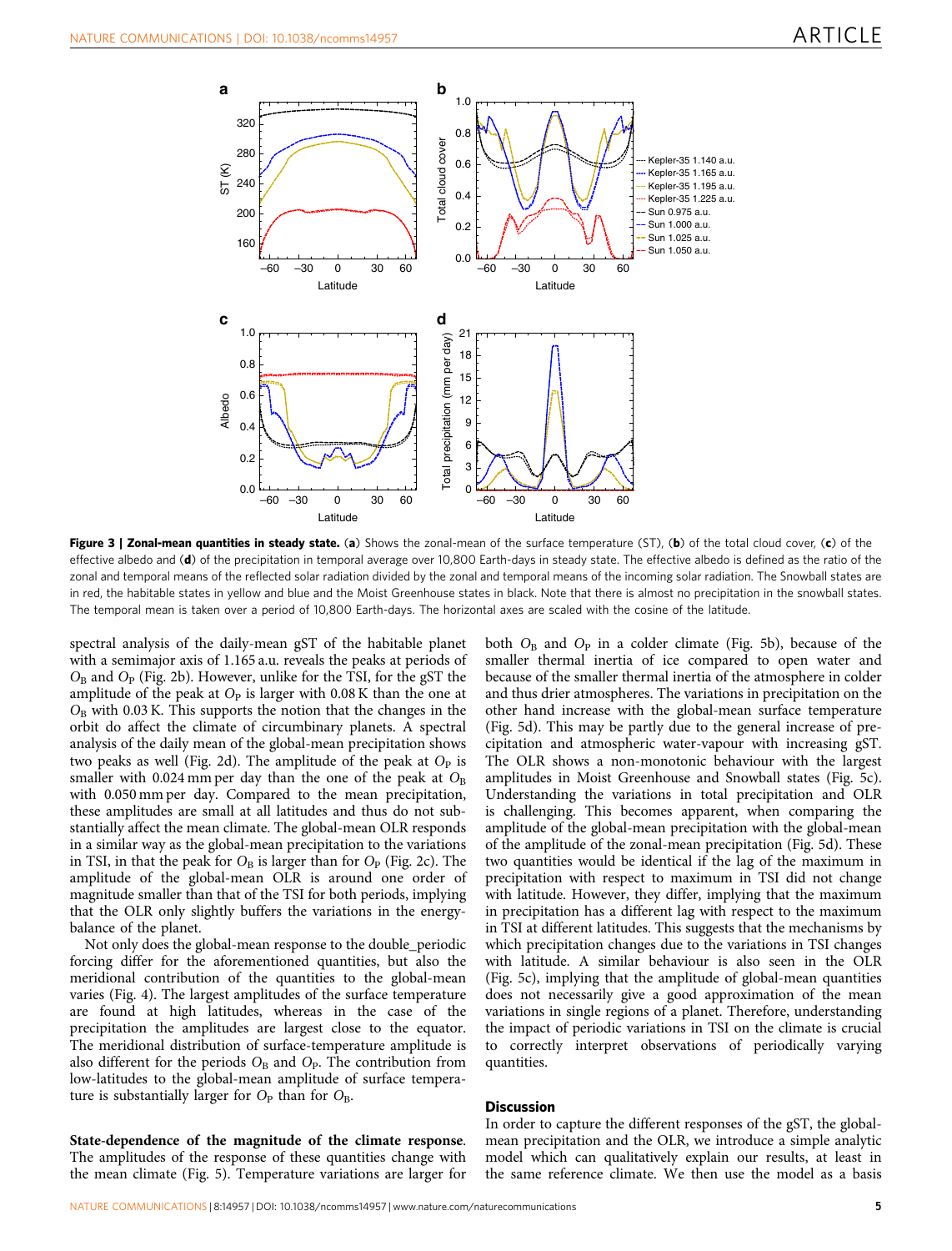**Figure 3 | Zonal-mean quantities in steady state.** (**a**) Shows the zonal-mean of the surface temperature (ST), (**b**) of the total cloud cover, (**c**) of the effective albedo and (**d**) of the precipitation in temporal average over 10,800 Earth-days in steady state. The effective albedo is defined as the ratio of the zonal and temporal means of the reflected solar radiation divided by the zonal and temporal means of the incoming solar radiation. The Snowball states are in red, the habitable states in yellow and blue and the Moist Greenhouse states in black. Note that there is almost no precipitation in the snowball states. The temporal mean is taken over a period of 10,800 Earth-days. The horizontal axes are scaled with the cosine of the latitude.

spectral analysis of the daily-mean gST of the habitable planet with a semimajor axis of 1.165 a.u. reveals the peaks at periods of $O_B$ and $O_P$ (Fig. 2b). However, unlike for the TSI, for the gST the amplitude of the peak at $O_P$ is larger with 0.08 K than the one at $O_B$ with 0.03 K. This supports the notion that the changes in the orbit do affect the climate of circumbinary planets. A spectral analysis of the daily mean of the global-mean precipitation shows two peaks as well (Fig. 2d). The amplitude of the peak at $O_P$ is smaller with 0.024 mm per day than the one of the peak at $O_B$ with 0.050 mm per day. Compared to the mean precipitation, these amplitudes are small at all latitudes and thus do not substantially affect the mean climate. The global-mean OLR responds in a similar way as the global-mean precipitation to the variations in TSI, in that the peak for $O_B$ is larger than for $O_P$ (Fig. 2c). The amplitude of the global-mean OLR is around one order of magnitude smaller than that of the TSI for both periods, implying that the OLR only slightly buffers the variations in the energy-balance of the planet.

Not only does the global-mean response to the double_periodic forcing differ for the aforementioned quantities, but also the meridional contribution of the quantities to the global-mean varies (Fig. 4). The largest amplitudes of the surface temperature are found at high latitudes, whereas in the case of the precipitation the amplitudes are largest close to the equator. The meridional distribution of surface-temperature amplitude is also different for the periods $O_B$ and $O_P$. The contribution from low-latitudes to the global-mean amplitude of surface temperature is substantially larger for $O_P$ than for $O_B$.

**State-dependence of the magnitude of the climate response.** The amplitudes of the response of these quantities change with the mean climate (Fig. 5). Temperature variations are larger for both $O_B$ and $O_P$ in a colder climate (Fig. 5b), because of the smaller thermal inertia of ice compared to open water and because of the smaller thermal inertia of the atmosphere in colder and thus drier atmospheres. The variations in precipitation on the other hand increase with the global-mean surface temperature (Fig. 5d). This may be partly due to the general increase of precipitation and atmospheric water-vapour with increasing gST. The OLR shows a non-monotonic behaviour with the largest amplitudes in Moist Greenhouse and Snowball states (Fig. 5c). Understanding the variations in total precipitation and OLR is challenging. This becomes apparent, when comparing the amplitude of the global-mean precipitation with the global-mean of the amplitude of the zonal-mean precipitation (Fig. 5d). These two quantities would be identical if the lag of the maximum in precipitation with respect to maximum in TSI did not change with latitude. However, they differ, implying that the maximum in precipitation has a different lag with respect to the maximum in TSI at different latitudes. This suggests that the mechanisms by which precipitation changes due to the variations in TSI changes with latitude. A similar behaviour is also seen in the OLR (Fig. 5c), implying that the amplitude of global-mean quantities does not necessarily give a good approximation of the mean variations in single regions of a planet. Therefore, understanding the impact of periodic variations in TSI on the climate is crucial to correctly interpret observations of periodically varying quantities.

## Discussion

In order to capture the different responses of the gST, the global-mean precipitation and the OLR, we introduce a simple analytic model which can qualitatively explain our results, at least in the same reference climate. We then use the model as a basis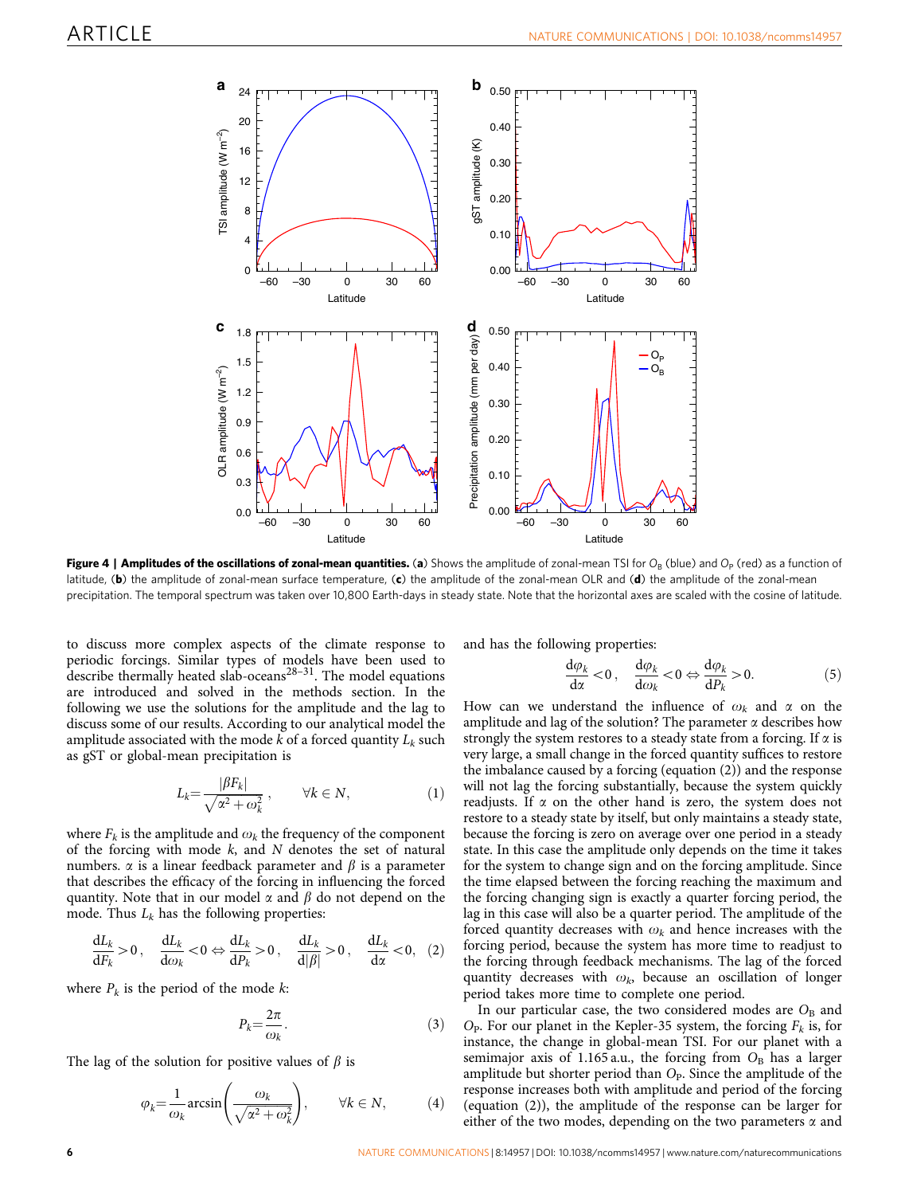**Figure 4 | Amplitudes of the oscillations of zonal-mean quantities.** (**a**) Shows the amplitude of zonal-mean TSI for $O_B$ (blue) and $O_P$ (red) as a function of latitude, (**b**) the amplitude of zonal-mean surface temperature, (**c**) the amplitude of the zonal-mean OLR and (**d**) the amplitude of the zonal-mean precipitation. The temporal spectrum was taken over 10,800 Earth-days in steady state. Note that the horizontal axes are scaled with the cosine of latitude.

to discuss more complex aspects of the climate response to periodic forcings. Similar types of models have been used to describe thermally heated slab-oceans[28–31]. The model equations are introduced and solved in the methods section. In the following we use the solutions for the amplitude and the lag to discuss some of our results. According to our analytical model the amplitude associated with the mode $k$ of a forced quantity $L_k$ such as gST or global-mean precipitation is

$$L_k = \frac{|\beta F_k|}{\sqrt{\alpha^2 + \omega_k^2}}, \qquad \forall k \in N, \tag{1}$$

where $F_k$ is the amplitude and $\omega_k$ the frequency of the component of the forcing with mode $k$, and $N$ denotes the set of natural numbers. $\alpha$ is a linear feedback parameter and $\beta$ is a parameter that describes the efficacy of the forcing in influencing the forced quantity. Note that in our model $\alpha$ and $\beta$ do not depend on the mode. Thus $L_k$ has the following properties:

$$\frac{dL_k}{dF_k} > 0, \quad \frac{dL_k}{d\omega_k} < 0 \Leftrightarrow \frac{dL_k}{dP_k} > 0, \quad \frac{dL_k}{d|\beta|} > 0, \quad \frac{dL_k}{d\alpha} < 0, \tag{2}$$

where $P_k$ is the period of the mode $k$:

$$P_k = \frac{2\pi}{\omega_k}. \tag{3}$$

The lag of the solution for positive values of $\beta$ is

$$\varphi_k = \frac{1}{\omega_k}\arcsin\left(\frac{\omega_k}{\sqrt{\alpha^2 + \omega_k^2}}\right), \qquad \forall k \in N, \tag{4}$$

and has the following properties:

$$\frac{d\varphi_k}{d\alpha} < 0, \quad \frac{d\varphi_k}{d\omega_k} < 0 \Leftrightarrow \frac{d\varphi_k}{dP_k} > 0. \tag{5}$$

How can we understand the influence of $\omega_k$ and $\alpha$ on the amplitude and lag of the solution? The parameter $\alpha$ describes how strongly the system restores to a steady state from a forcing. If $\alpha$ is very large, a small change in the forced quantity suffices to restore the imbalance caused by a forcing (equation (2)) and the response will not lag the forcing substantially, because the system quickly readjusts. If $\alpha$ on the other hand is zero, the system does not restore to a steady state by itself, but only maintains a steady state, because the forcing is zero on average over one period in a steady state. In this case the amplitude only depends on the time it takes for the system to change sign and on the forcing amplitude. Since the time elapsed between the forcing reaching the maximum and the forcing changing sign is exactly a quarter forcing period, the lag in this case will also be a quarter period. The amplitude of the forced quantity decreases with $\omega_k$ and hence increases with the forcing period, because the system has more time to readjust to the forcing through feedback mechanisms. The lag of the forced quantity decreases with $\omega_k$, because an oscillation of longer period takes more time to complete one period.

In our particular case, the two considered modes are $O_B$ and $O_P$. For our planet in the Kepler-35 system, the forcing $F_k$ is, for instance, the change in global-mean TSI. For our planet with a semimajor axis of 1.165 a.u., the forcing from $O_B$ has a larger amplitude but shorter period than $O_P$. Since the amplitude of the response increases both with amplitude and period of the forcing (equation (2)), the amplitude of the response can be larger for either of the two modes, depending on the two parameters $\alpha$ and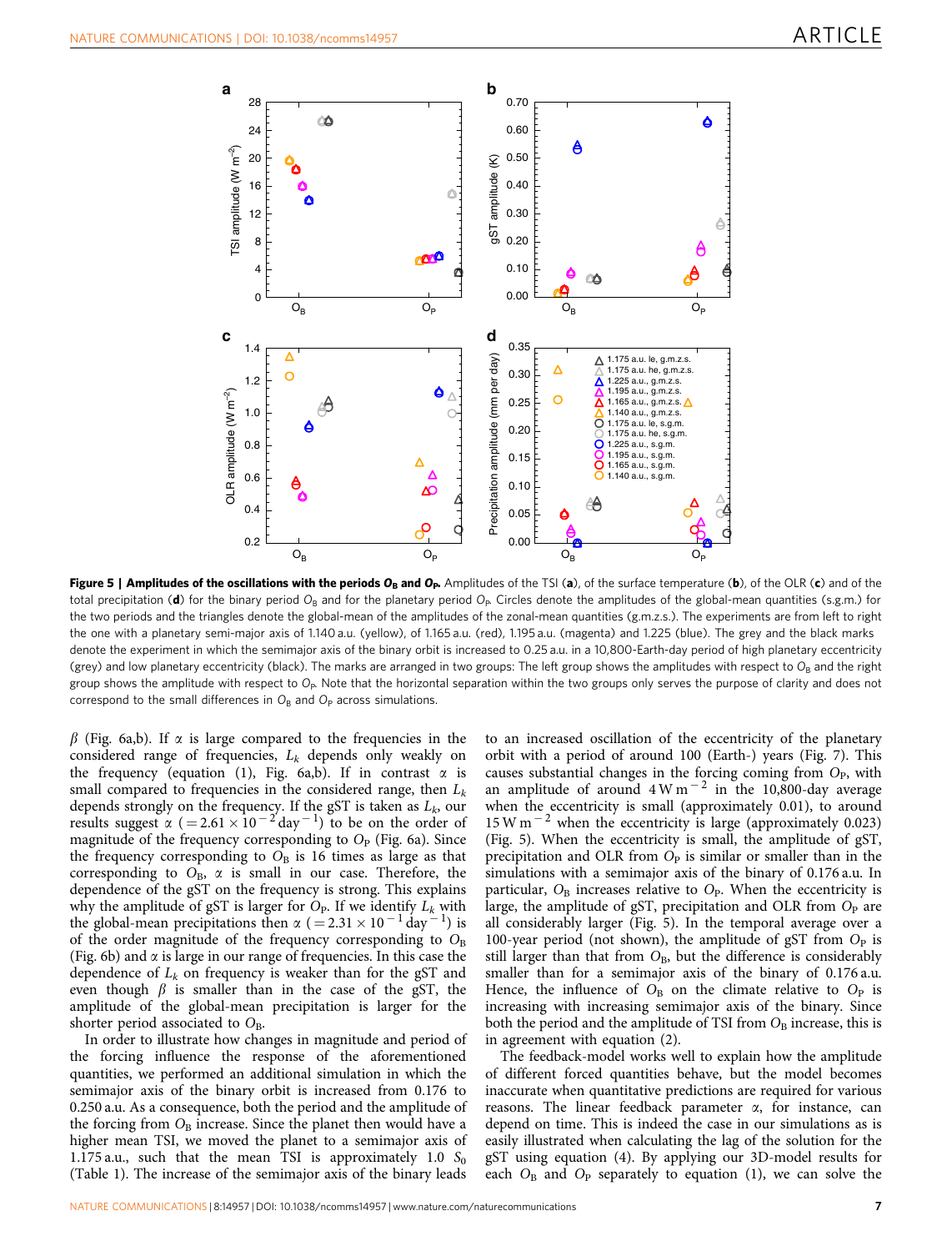**Figure 5 | Amplitudes of the oscillations with the periods $O_B$ and $O_P$.** Amplitudes of the TSI (**a**), of the surface temperature (**b**), of the OLR (**c**) and of the total precipitation (**d**) for the binary period $O_B$ and for the planetary period $O_P$. Circles denote the amplitudes of the global-mean quantities (s.g.m.) for the two periods and the triangles denote the global-mean of the amplitudes of the zonal-mean quantities (g.m.z.s.). The experiments are from left to right the one with a planetary semi-major axis of 1.140 a.u. (yellow), of 1.165 a.u. (red), 1.195 a.u. (magenta) and 1.225 (blue). The grey and the black marks denote the experiment in which the semimajor axis of the binary orbit is increased to 0.25 a.u. in a 10,800-Earth-day period of high planetary eccentricity (grey) and low planetary eccentricity (black). The marks are arranged in two groups: The left group shows the amplitudes with respect to $O_B$ and the right group shows the amplitude with respect to $O_P$. Note that the horizontal separation within the two groups only serves the purpose of clarity and does not correspond to the small differences in $O_B$ and $O_P$ across simulations.

$\beta$ (Fig. 6a,b). If $\alpha$ is large compared to the frequencies in the considered range of frequencies, $L_k$ depends only weakly on the frequency (equation (1), Fig. 6a,b). If in contrast $\alpha$ is small compared to frequencies in the considered range, then $L_k$ depends strongly on the frequency. If the gST is taken as $L_k$, our results suggest $\alpha$ ($=2.61 \times 10^{-2}\,\text{day}^{-1}$) to be on the order of magnitude of the frequency corresponding to $O_P$ (Fig. 6a). Since the frequency corresponding to $O_B$ is 16 times as large as that corresponding to $O_B$, $\alpha$ is small in our case. Therefore, the dependence of the gST on the frequency is strong. This explains why the amplitude of gST is larger for $O_P$. If we identify $L_k$ with the global-mean precipitations then $\alpha$ ($=2.31 \times 10^{-1}\,\text{day}^{-1}$) is of the order magnitude of the frequency corresponding to $O_B$ (Fig. 6b) and $\alpha$ is large in our range of frequencies. In this case the dependence of $L_k$ on frequency is weaker than for the gST and even though $\beta$ is smaller than in the case of the gST, the amplitude of the global-mean precipitation is larger for the shorter period associated to $O_B$.

In order to illustrate how changes in magnitude and period of the forcing influence the response of the aforementioned quantities, we performed an additional simulation in which the semimajor axis of the binary orbit is increased from 0.176 to 0.250 a.u. As a consequence, both the period and the amplitude of the forcing from $O_B$ increase. Since the planet then would have a higher mean TSI, we moved the planet to a semimajor axis of 1.175 a.u., such that the mean TSI is approximately 1.0 $S_0$ (Table 1). The increase of the semimajor axis of the binary leads to an increased oscillation of the eccentricity of the planetary orbit with a period of around 100 (Earth-) years (Fig. 7). This causes substantial changes in the forcing coming from $O_P$, with an amplitude of around $4\,\text{W}\,\text{m}^{-2}$ in the 10,800-day average when the eccentricity is small (approximately 0.01), to around $15\,\text{W}\,\text{m}^{-2}$ when the eccentricity is large (approximately 0.023) (Fig. 5). When the eccentricity is small, the amplitude of gST, precipitation and OLR from $O_P$ is similar or smaller than in the simulations with a semimajor axis of the binary of 0.176 a.u. In particular, $O_B$ increases relative to $O_P$. When the eccentricity is large, the amplitude of gST, precipitation and OLR from $O_P$ are all considerably larger (Fig. 5). In the temporal average over a 100-year period (not shown), the amplitude of gST from $O_P$ is still larger than that from $O_B$, but the difference is considerably smaller than for a semimajor axis of the binary of 0.176 a.u. Hence, the influence of $O_B$ on the climate relative to $O_P$ is increasing with increasing semimajor axis of the binary. Since both the period and the amplitude of TSI from $O_B$ increase, this is in agreement with equation (2).

The feedback-model works well to explain how the amplitude of different forced quantities behave, but the model becomes inaccurate when quantitative predictions are required for various reasons. The linear feedback parameter $\alpha$, for instance, can depend on time. This is indeed the case in our simulations as is easily illustrated when calculating the lag of the solution for the gST using equation (4). By applying our 3D-model results for each $O_B$ and $O_P$ separately to equation (1), we can solve the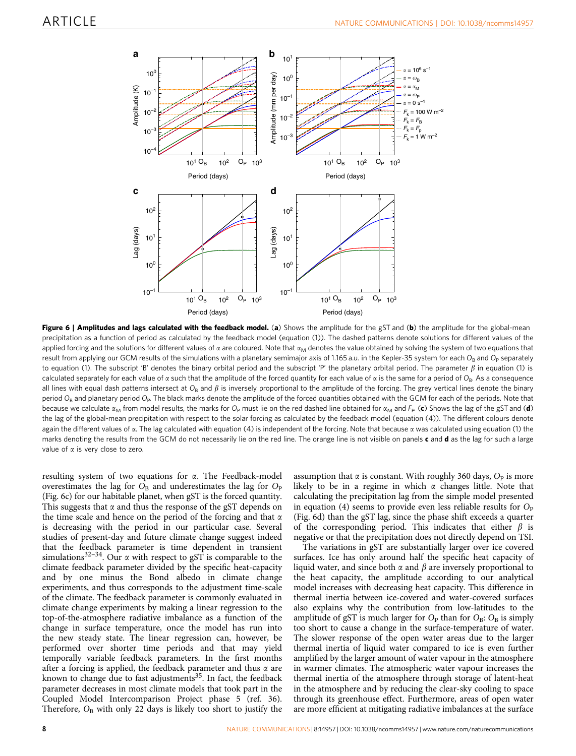**Figure 6 | Amplitudes and lags calculated with the feedback model.** (**a**) Shows the amplitude for the gST and (**b**) the amplitude for the global-mean precipitation as a function of period as calculated by the feedback model (equation (1)). The dashed patterns denote solutions for different values of the applied forcing and the solutions for different values of $\alpha$ are coloured. Note that $\alpha_M$ denotes the value obtained by solving the system of two equations that result from applying our GCM results of the simulations with a planetary semimajor axis of 1.165 a.u. in the Kepler-35 system for each $O_B$ and $O_P$ separately to equation (1). The subscript 'B' denotes the binary orbital period and the subscript 'P' the planetary orbital period. The parameter $\beta$ in equation (1) is calculated separately for each value of $\alpha$ such that the amplitude of the forced quantity for each value of $\alpha$ is the same for a period of $O_B$. As a consequence all lines with equal dash patterns intersect at $O_B$ and $\beta$ is inversely proportional to the amplitude of the forcing. The grey vertical lines denote the binary period $O_B$ and planetary period $O_P$. The black marks denote the amplitude of the forced quantities obtained with the GCM for each of the periods. Note that because we calculate $\alpha_M$ from model results, the marks for $O_P$ must lie on the red dashed line obtained for $\alpha_M$ and $F_P$. (**c**) Shows the lag of the gST and (**d**) the lag of the global-mean precipitation with respect to the solar forcing as calculated by the feedback model (equation (4)). The different colours denote again the different values of $\alpha$. The lag calculated with equation (4) is independent of the forcing. Note that because $\alpha$ was calculated using equation (1) the marks denoting the results from the GCM do not necessarily lie on the red line. The orange line is not visible on panels **c** and **d** as the lag for such a large value of $\alpha$ is very close to zero.

resulting system of two equations for $\alpha$. The Feedback-model overestimates the lag for $O_B$ and underestimates the lag for $O_P$ (Fig. 6c) for our habitable planet, when gST is the forced quantity. This suggests that $\alpha$ and thus the response of the gST depends on the time scale and hence on the period of the forcing and that $\alpha$ is decreasing with the period in our particular case. Several studies of present-day and future climate change suggest indeed that the feedback parameter is time dependent in transient simulations[32–34]. Our $\alpha$ with respect to gST is comparable to the climate feedback parameter divided by the specific heat-capacity and by one minus the Bond albedo in climate change experiments, and thus corresponds to the adjustment time-scale of the climate. The feedback parameter is commonly evaluated in climate change experiments by making a linear regression to the top-of-the-atmosphere radiative imbalance as a function of the change in surface temperature, once the model has run into the new steady state. The linear regression can, however, be performed over shorter time periods and that may yield temporally variable feedback parameters. In the first months after a forcing is applied, the feedback parameter and thus $\alpha$ are known to change due to fast adjustments[35]. In fact, the feedback parameter decreases in most climate models that took part in the Coupled Model Intercomparison Project phase 5 (ref. 36). Therefore, $O_B$ with only 22 days is likely too short to justify the assumption that $\alpha$ is constant. With roughly 360 days, $O_P$ is more likely to be in a regime in which $\alpha$ changes little. Note that calculating the precipitation lag from the simple model presented in equation (4) seems to provide even less reliable results for $O_P$ (Fig. 6d) than the gST lag, since the phase shift exceeds a quarter of the corresponding period. This indicates that either $\beta$ is negative or that the precipitation does not directly depend on TSI.

The variations in gST are substantially larger over ice covered surfaces. Ice has only around half the specific heat capacity of liquid water, and since both $\alpha$ and $\beta$ are inversely proportional to the heat capacity, the amplitude according to our analytical model increases with decreasing heat capacity. This difference in thermal inertia between ice-covered and water-covered surfaces also explains why the contribution from low-latitudes to the amplitude of gST is much larger for $O_P$ than for $O_B$: $O_B$ is simply too short to cause a change in the surface-temperature of water. The slower response of the open water areas due to the larger thermal inertia of liquid water compared to ice is even further amplified by the larger amount of water vapour in the atmosphere in warmer climates. The atmospheric water vapour increases the thermal inertia of the atmosphere through storage of latent-heat in the atmosphere and by reducing the clear-sky cooling to space through its greenhouse effect. Furthermore, areas of open water are more efficient at mitigating radiative imbalances at the surface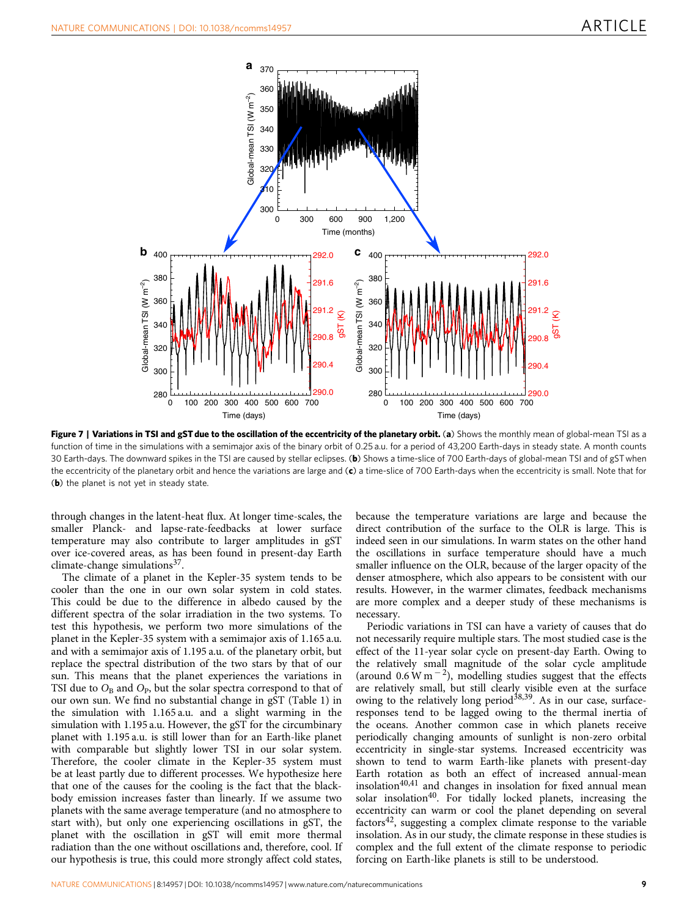**Figure 7 | Variations in TSI and gST due to the oscillation of the eccentricity of the planetary orbit.** (**a**) Shows the monthly mean of global-mean TSI as a function of time in the simulations with a semimajor axis of the binary orbit of 0.25 a.u. for a period of 43,200 Earth-days in steady state. A month counts 30 Earth-days. The downward spikes in the TSI are caused by stellar eclipses. (**b**) Shows a time-slice of 700 Earth-days of global-mean TSI and of gST when the eccentricity of the planetary orbit and hence the variations are large and (**c**) a time-slice of 700 Earth-days when the eccentricity is small. Note that for (**b**) the planet is not yet in steady state.

through changes in the latent-heat flux. At longer time-scales, the smaller Planck- and lapse-rate-feedbacks at lower surface temperature may also contribute to larger amplitudes in gST over ice-covered areas, as has been found in present-day Earth climate-change simulations[37].

The climate of a planet in the Kepler-35 system tends to be cooler than the one in our own solar system in cold states. This could be due to the difference in albedo caused by the different spectra of the solar irradiation in the two systems. To test this hypothesis, we perform two more simulations of the planet in the Kepler-35 system with a semimajor axis of 1.165 a.u. and with a semimajor axis of 1.195 a.u. of the planetary orbit, but replace the spectral distribution of the two stars by that of our sun. This means that the planet experiences the variations in TSI due to $O_B$ and $O_P$, but the solar spectra correspond to that of our own sun. We find no substantial change in gST (Table 1) in the simulation with 1.165 a.u. and a slight warming in the simulation with 1.195 a.u. However, the gST for the circumbinary planet with 1.195 a.u. is still lower than for an Earth-like planet with comparable but slightly lower TSI in our solar system. Therefore, the cooler climate in the Kepler-35 system must be at least partly due to different processes. We hypothesize here that one of the causes for the cooling is the fact that the black-body emission increases faster than linearly. If we assume two planets with the same average temperature (and no atmosphere to start with), but only one experiencing oscillations in gST, the planet with the oscillation in gST will emit more thermal radiation than the one without oscillations and, therefore, cool. If our hypothesis is true, this could more strongly affect cold states, because the temperature variations are large and because the direct contribution of the surface to the OLR is large. This is indeed seen in our simulations. In warm states on the other hand the oscillations in surface temperature should have a much smaller influence on the OLR, because of the larger opacity of the denser atmosphere, which also appears to be consistent with our results. However, in the warmer climates, feedback mechanisms are more complex and a deeper study of these mechanisms is necessary.

Periodic variations in TSI can have a variety of causes that do not necessarily require multiple stars. The most studied case is the effect of the 11-year solar cycle on present-day Earth. Owing to the relatively small magnitude of the solar cycle amplitude (around $0.6\,\mathrm{W\,m^{-2}}$), modelling studies suggest that the effects are relatively small, but still clearly visible even at the surface owing to the relatively long period[38,39]. As in our case, surface-responses tend to be lagged owing to the thermal inertia of the oceans. Another common case in which planets receive periodically changing amounts of sunlight is non-zero orbital eccentricity in single-star systems. Increased eccentricity was shown to tend to warm Earth-like planets with present-day Earth rotation as both an effect of increased annual-mean insolation[40,41] and changes in insolation for fixed annual mean solar insolation[40]. For tidally locked planets, increasing the eccentricity can warm or cool the planet depending on several factors[42], suggesting a complex climate response to the variable insolation. As in our study, the climate response in these studies is complex and the full extent of the climate response to periodic forcing on Earth-like planets is still to be understood.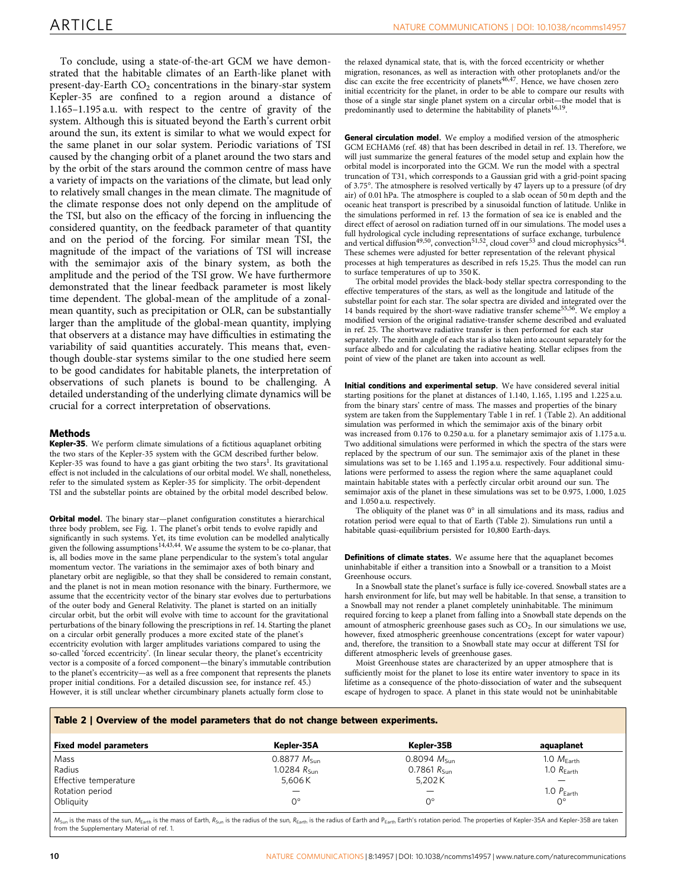To conclude, using a state-of-the-art GCM we have demonstrated that the habitable climates of an Earth-like planet with present-day-Earth $CO_2$ concentrations in the binary-star system Kepler-35 are confined to a region around a distance of 1.165–1.195 a.u. with respect to the centre of gravity of the system. Although this is situated beyond the Earth's current orbit around the sun, its extent is similar to what we would expect for the same planet in our solar system. Periodic variations of TSI caused by the changing orbit of a planet around the two stars and by the orbit of the stars around the common centre of mass have a variety of impacts on the variations of the climate, but lead only to relatively small changes in the mean climate. The magnitude of the climate response does not only depend on the amplitude of the TSI, but also on the efficacy of the forcing in influencing the considered quantity, on the feedback parameter of that quantity and on the period of the forcing. For similar mean TSI, the magnitude of the impact of the variations of TSI will increase with the semimajor axis of the binary system, as both the amplitude and the period of the TSI grow. We have furthermore demonstrated that the linear feedback parameter is most likely time dependent. The global-mean of the amplitude of a zonal-mean quantity, such as precipitation or OLR, can be substantially larger than the amplitude of the global-mean quantity, implying that observers at a distance may have difficulties in estimating the variability of said quantities accurately. This means that, eventhough double-star systems similar to the one studied here seem to be good candidates for habitable planets, the interpretation of observations of such planets is bound to be challenging. A detailed understanding of the underlying climate dynamics will be crucial for a correct interpretation of observations.

## Methods

**Kepler-35.** We perform climate simulations of a fictitious aquaplanet orbiting the two stars of the Kepler-35 system with the GCM described further below. Kepler-35 was found to have a gas giant orbiting the two stars[1]. Its gravitational effect is not included in the calculations of our orbital model. We shall, nonetheless, refer to the simulated system as Kepler-35 for simplicity. The orbit-dependent TSI and the substellar points are obtained by the orbital model described below.

**Orbital model.** The binary star—planet configuration constitutes a hierarchical three body problem, see Fig. 1. The planet's orbit tends to evolve rapidly and significantly in such systems. Yet, its time evolution can be modelled analytically given the following assumptions[14,43,44]. We assume the system to be co-planar, that is, all bodies move in the same plane perpendicular to the system's total angular momentum vector. The variations in the semimajor axes of both binary and planetary orbit are negligible, so that they shall be considered to remain constant, and the planet is not in mean motion resonance with the binary. Furthermore, we assume that the eccentricity vector of the binary star evolves due to perturbations of the outer body and General Relativity. The planet is started on an initially circular orbit, but the orbit will evolve with time to account for the gravitational perturbations of the binary following the prescriptions in ref. 14. Starting the planet on a circular orbit generally produces a more excited state of the planet's eccentricity evolution with larger amplitudes variations compared to using the so-called 'forced eccentricity'. (In linear secular theory, the planet's eccentricity vector is a composite of a forced component—the binary's immutable contribution to the planet's eccentricity—as well as a free component that represents the planets proper initial conditions. For a detailed discussion see, for instance ref. 45.) However, it is still unclear whether circumbinary planets actually form close to the relaxed dynamical state, that is, with the forced eccentricity or whether migration, resonances, as well as interaction with other protoplanets and/or the disc can excite the free eccentricity of planets[46,47]. Hence, we have chosen zero initial eccentricity for the planet, in order to be able to compare our results with those of a single star single planet system on a circular orbit—the model that is predominantly used to determine the habitability of planets[16,19].

**General circulation model.** We employ a modified version of the atmospheric GCM ECHAM6 (ref. 48) that has been described in detail in ref. 13. Therefore, we will just summarize the general features of the model setup and explain how the orbital model is incorporated into the GCM. We run the model with a spectral truncation of T31, which corresponds to a Gaussian grid with a grid-point spacing of 3.75°. The atmosphere is resolved vertically by 47 layers up to a pressure (of dry air) of 0.01 hPa. The atmosphere is coupled to a slab ocean of 50 m depth and the oceanic heat transport is prescribed by a sinusoidal function of latitude. Unlike in the simulations performed in ref. 13 the formation of sea ice is enabled and the direct effect of aerosol on radiation turned off in our simulations. The model uses a full hydrological cycle including representations of surface exchange, turbulence and vertical diffusion[49,50], convection[51,52], cloud cover[53] and cloud microphysics[54]. These schemes were adjusted for better representation of the relevant physical processes at high temperatures as described in refs 15,25. Thus the model can run to surface temperatures of up to 350 K.

The orbital model provides the black-body stellar spectra corresponding to the effective temperatures of the stars, as well as the longitude and latitude of the substellar point for each star. The solar spectra are divided and integrated over the 14 bands required by the short-wave radiative transfer scheme[55,56]. We employ a modified version of the original radiative-transfer scheme described and evaluated in ref. 25. The shortwave radiative transfer is then performed for each star separately. The zenith angle of each star is also taken into account separately for the surface albedo and for calculating the radiative heating. Stellar eclipses from the point of view of the planet are taken into account as well.

**Initial conditions and experimental setup.** We have considered several initial starting positions for the planet at distances of 1.140, 1.165, 1.195 and 1.225 a.u. from the binary stars' centre of mass. The masses and properties of the binary system are taken from the Supplementary Table 1 in ref. 1 (Table 2). An additional simulation was performed in which the semimajor axis of the binary orbit was increased from 0.176 to 0.250 a.u. for a planetary semimajor axis of 1.175 a.u. Two additional simulations were performed in which the spectra of the stars were replaced by the spectrum of our sun. The semimajor axis of the planet in these simulations was set to be 1.165 and 1.195 a.u. respectively. Four additional simulations were performed to assess the region where the same aquaplanet could maintain habitable states with a perfectly circular orbit around our sun. The semimajor axis of the planet in these simulations was set to be 0.975, 1.000, 1.025 and 1.050 a.u. respectively.

The obliquity of the planet was 0° in all simulations and its mass, radius and rotation period were equal to that of Earth (Table 2). Simulations run until a habitable quasi-equilibrium persisted for 10,800 Earth-days.

**Definitions of climate states.** We assume here that the aquaplanet becomes uninhabitable if either a transition into a Snowball or a transition to a Moist Greenhouse occurs.

In a Snowball state the planet's surface is fully ice-covered. Snowball states are a harsh environment for life, but may well be habitable. In that sense, a transition to a Snowball may not render a planet completely uninhabitable. The minimum required forcing to keep a planet from falling into a Snowball state depends on the amount of atmospheric greenhouse gases such as $CO_2$. In our simulations we use, however, fixed atmospheric greenhouse concentrations (except for water vapour) and, therefore, the transition to a Snowball state may occur at different TSI for different atmospheric levels of greenhouse gases.

Moist Greenhouse states are characterized by an upper atmosphere that is sufficiently moist for the planet to lose its entire water inventory to space in its lifetime as a consequence of the photo-dissociation of water and the subsequent escape of hydrogen to space. A planet in this state would not be uninhabitable

**Table 2 | Overview of the model parameters that do not change between experiments.**

| Fixed model parameters | Kepler-35A | Kepler-35B | aquaplanet |
|---|---|---|---|
| Mass | 0.8877 $M_{Sun}$ | 0.8094 $M_{Sun}$ | 1.0 $M_{Earth}$ |
| Radius | 1.0284 $R_{Sun}$ | 0.7861 $R_{Sun}$ | 1.0 $R_{Earth}$ |
| Effective temperature | 5,606 K | 5,202 K | — |
| Rotation period | — | — | 1.0 $P_{Earth}$ |
| Obliquity | 0° | 0° | 0° |

$M_{Sun}$ is the mass of the sun, $M_{Earth}$ is the mass of Earth, $R_{Sun}$ is the radius of the sun, $R_{Earth}$ is the radius of Earth and $P_{Earth}$ Earth's rotation period. The properties of Kepler-35A and Kepler-35B are taken from the Supplementary Material of ref. 1.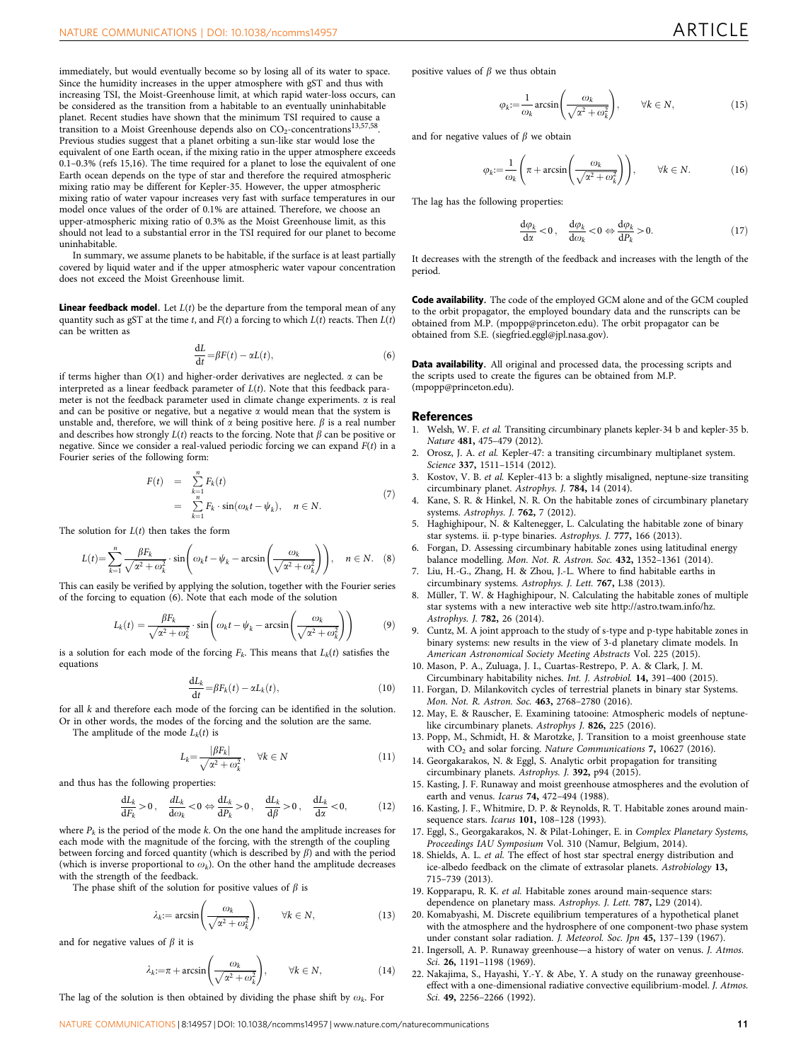immediately, but would eventually become so by losing all of its water to space. Since the humidity increases in the upper atmosphere with gST and thus with increasing TSI, the Moist-Greenhouse limit, at which rapid water-loss occurs, can be considered as the transition from a habitable to an eventually uninhabitable planet. Recent studies have shown that the minimum TSI required to cause a transition to a Moist Greenhouse depends also on $CO_2$-concentrations[13,57,58]. Previous studies suggest that a planet orbiting a sun-like star would lose the equivalent of one Earth ocean, if the mixing ratio in the upper atmosphere exceeds 0.1–0.3% (refs 15,16). The time required for a planet to lose the equivalent of one Earth ocean depends on the type of star and therefore the required atmospheric mixing ratio may be different for Kepler-35. However, the upper atmospheric mixing ratio of water vapour increases very fast with surface temperatures in our model once values of the order of 0.1% are attained. Therefore, we choose an upper-atmospheric mixing ratio of 0.3% as the Moist Greenhouse limit, as this should not lead to a substantial error in the TSI required for our planet to become uninhabitable.

In summary, we assume planets to be habitable, if the surface is at least partially covered by liquid water and if the upper atmospheric water vapour concentration does not exceed the Moist Greenhouse limit.

**Linear feedback model.** Let $L(t)$ be the departure from the temporal mean of any quantity such as gST at the time $t$, and $F(t)$ a forcing to which $L(t)$ reacts. Then $L(t)$ can be written as

$$\frac{\mathrm{d}L}{\mathrm{d}t} = \beta F(t) - \alpha L(t), \tag{6}$$

if terms higher than $O(1)$ and higher-order derivatives are neglected. $\alpha$ can be interpreted as a linear feedback parameter of $L(t)$. Note that this feedback parameter is not the feedback parameter used in climate change experiments. $\alpha$ is real and can be positive or negative, but a negative $\alpha$ would mean that the system is unstable and, therefore, we will think of $\alpha$ being positive here. $\beta$ is a real number and describes how strongly $L(t)$ reacts to the forcing. Note that $\beta$ can be positive or negative. Since we consider a real-valued periodic forcing we can expand $F(t)$ in a Fourier series of the following form:

$$\begin{aligned} F(t) &= \sum_{k=1}^{n} F_k(t) \\ &= \sum_{k=1}^{n} F_k \cdot \sin(\omega_k t - \psi_k), \quad n \in N. \end{aligned} \tag{7}$$

The solution for $L(t)$ then takes the form

$$L(t) = \sum_{k=1}^{n} \frac{\beta F_k}{\sqrt{\alpha^2 + \omega_k^2}} \cdot \sin\left(\omega_k t - \psi_k - \arcsin\left(\frac{\omega_k}{\sqrt{\alpha^2 + \omega_k^2}}\right)\right), \quad n \in N. \tag{8}$$

This can easily be verified by applying the solution, together with the Fourier series of the forcing to equation (6). Note that each mode of the solution

$$L_k(t) = \frac{\beta F_k}{\sqrt{\alpha^2 + \omega_k^2}} \cdot \sin\left(\omega_k t - \psi_k - \arcsin\left(\frac{\omega_k}{\sqrt{\alpha^2 + \omega_k^2}}\right)\right) \tag{9}$$

is a solution for each mode of the forcing $F_k$. This means that $L_k(t)$ satisfies the equations

$$\frac{\mathrm{d}L_k}{\mathrm{d}t} = \beta F_k(t) - \alpha L_k(t), \tag{10}$$

for all $k$ and therefore each mode of the forcing can be identified in the solution. Or in other words, the modes of the forcing and the solution are the same.

The amplitude of the mode $L_k(t)$ is

$$L_k = \frac{|\beta F_k|}{\sqrt{\alpha^2 + \omega_k^2}}, \quad \forall k \in N \tag{11}$$

and thus has the following properties:

$$\frac{\mathrm{d}L_k}{\mathrm{d}F_k} > 0, \quad \frac{dL_k}{\mathrm{d}\omega_k} < 0 \Leftrightarrow \frac{\mathrm{d}L_k}{\mathrm{d}P_k} > 0, \quad \frac{\mathrm{d}L_k}{\mathrm{d}\beta} > 0, \quad \frac{\mathrm{d}L_k}{\mathrm{d}\alpha} < 0, \tag{12}$$

where $P_k$ is the period of the mode $k$. On the one hand the amplitude increases for each mode with the magnitude of the forcing, with the strength of the coupling between forcing and forced quantity (which is described by $\beta$) and with the period (which is inverse proportional to $\omega_k$). On the other hand the amplitude decreases with the strength of the feedback.

The phase shift of the solution for positive values of $\beta$ is

$$\lambda_k := \arcsin\left(\frac{\omega_k}{\sqrt{\alpha^2 + \omega_k^2}}\right), \quad \forall k \in N, \tag{13}$$

and for negative values of $\beta$ it is

$$\lambda_k := \pi + \arcsin\left(\frac{\omega_k}{\sqrt{\alpha^2 + \omega_k^2}}\right), \quad \forall k \in N, \tag{14}$$

The lag of the solution is then obtained by dividing the phase shift by $\omega_k$. For positive values of $\beta$ we thus obtain

$$\varphi_k := \frac{1}{\omega_k} \arcsin\left(\frac{\omega_k}{\sqrt{\alpha^2 + \omega_k^2}}\right), \quad \forall k \in N, \tag{15}$$

and for negative values of $\beta$ we obtain

$$\varphi_k := \frac{1}{\omega_k}\left(\pi + \arcsin\left(\frac{\omega_k}{\sqrt{\alpha^2 + \omega_k^2}}\right)\right), \quad \forall k \in N. \tag{16}$$

The lag has the following properties:

$$\frac{\mathrm{d}\varphi_k}{\mathrm{d}\alpha} < 0, \quad \frac{\mathrm{d}\varphi_k}{\mathrm{d}\omega_k} < 0 \Leftrightarrow \frac{\mathrm{d}\varphi_k}{\mathrm{d}P_k} > 0. \tag{17}$$

It decreases with the strength of the feedback and increases with the length of the period.

**Code availability.** The code of the employed GCM alone and of the GCM coupled to the orbit propagator, the employed boundary data and the runscripts can be obtained from M.P. (mpopp@princeton.edu). The orbit propagator can be obtained from S.E. (siegfried.eggl@jpl.nasa.gov).

**Data availability.** All original and processed data, the processing scripts and the scripts used to create the figures can be obtained from M.P. (mpopp@princeton.edu).

## References

1. Welsh, W. F. *et al.* Transiting circumbinary planets kepler-34 b and kepler-35 b. *Nature* **481,** 475–479 (2012).
2. Orosz, J. A. *et al.* Kepler-47: a transiting circumbinary multiplanet system. *Science* **337,** 1511–1514 (2012).
3. Kostov, V. B. *et al.* Kepler-413 b: a slightly misaligned, neptune-size transiting circumbinary planet. *Astrophys. J.* **784,** 14 (2014).
4. Kane, S. R. & Hinkel, N. R. On the habitable zones of circumbinary planetary systems. *Astrophys. J.* **762,** 7 (2012).
5. Haghighipour, N. & Kaltenegger, L. Calculating the habitable zone of binary star systems. ii. p-type binaries. *Astrophys. J.* **777,** 166 (2013).
6. Forgan, D. Assessing circumbinary habitable zones using latitudinal energy balance modelling. *Mon. Not. R. Astron. Soc.* **432,** 1352–1361 (2014).
7. Liu, H.-G., Zhang, H. & Zhou, J.-L. Where to find habitable earths in circumbinary systems. *Astrophys. J. Lett.* **767,** L38 (2013).
8. Müller, T. W. & Haghighipour, N. Calculating the habitable zones of multiple star systems with a new interactive web site http://astro.twam.info/hz. *Astrophys. J.* **782,** 26 (2014).
9. Cuntz, M. A joint approach to the study of s-type and p-type habitable zones in binary systems: new results in the view of 3-d planetary climate models. In *American Astronomical Society Meeting Abstracts* Vol. 225 (2015).
10. Mason, P. A., Zuluaga, J. I., Cuartas-Restrepo, P. A. & Clark, J. M. Circumbinary habitability niches. *Int. J. Astrobiol.* **14,** 391–400 (2015).
11. Forgan, D. Milankovitch cycles of terrestrial planets in binary star Systems. *Mon. Not. R. Astron. Soc.* **463,** 2768–2780 (2016).
12. May, E. & Rauscher, E. Examining tatooine: Atmospheric models of neptune-like circumbinary planets. *Astrophys J.* **826,** 225 (2016).
13. Popp, M., Schmidt, H. & Marotzke, J. Transition to a moist greenhouse state with $CO_2$ and solar forcing. *Nature Communications* **7,** 10627 (2016).
14. Georgakarakos, N. & Eggl, S. Analytic orbit propagation for transiting circumbinary planets. *Astrophys. J.* **392,** p94 (2015).
15. Kasting, J. F. Runaway and moist greenhouse atmospheres and the evolution of earth and venus. *Icarus* **74,** 472–494 (1988).
16. Kasting, J. F., Whitmire, D. P. & Reynolds, R. T. Habitable zones around main-sequence stars. *Icarus* **101,** 108–128 (1993).
17. Eggl, S., Georgakarakos, N. & Pilat-Lohinger, E. in *Complex Planetary Systems, Proceedings IAU Symposium* Vol. 310 (Namur, Belgium, 2014).
18. Shields, A. L. *et al.* The effect of host star spectral energy distribution and ice-albedo feedback on the climate of extrasolar planets. *Astrobiology* **13,** 715–739 (2013).
19. Kopparapu, R. K. *et al.* Habitable zones around main-sequence stars: dependence on planetary mass. *Astrophys. J. Lett.* **787,** L29 (2014).
20. Komabayashi, M. Discrete equilibrium temperatures of a hypothetical planet with the atmosphere and the hydrosphere of one component-two phase system under constant solar radiation. *J. Meteorol. Soc. Jpn* **45,** 137–139 (1967).
21. Ingersoll, A. P. Runaway greenhouse—a history of water on venus. *J. Atmos. Sci.* **26,** 1191–1198 (1969).
22. Nakajima, S., Hayashi, Y.-Y. & Abe, Y. A study on the runaway greenhouse-effect with a one-dimensional radiative convective equilibrium-model. *J. Atmos. Sci.* **49,** 2256–2266 (1992).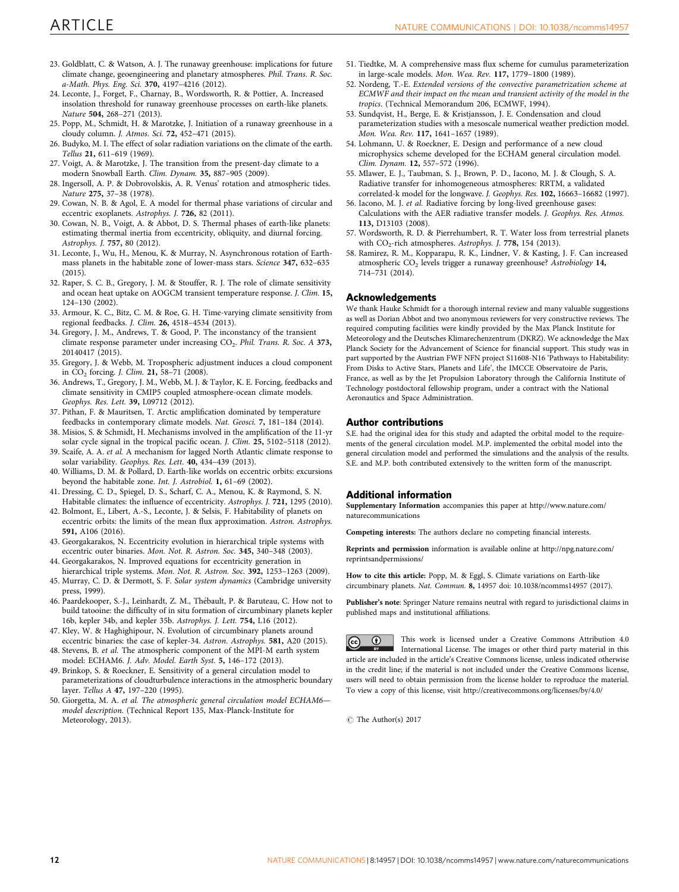23. Goldblatt, C. & Watson, A. J. The runaway greenhouse: implications for future climate change, geoengineering and planetary atmospheres. *Phil. Trans. R. Soc. a-Math. Phys. Eng. Sci.* **370,** 4197–4216 (2012).
24. Leconte, J., Forget, F., Charnay, B., Wordsworth, R. & Pottier, A. Increased insolation threshold for runaway greenhouse processes on earth-like planets. *Nature* **504,** 268–271 (2013).
25. Popp, M., Schmidt, H. & Marotzke, J. Initiation of a runaway greenhouse in a cloudy column. *J. Atmos. Sci.* **72,** 452–471 (2015).
26. Budyko, M. I. The effect of solar radiation variations on the climate of the earth. *Tellus* **21,** 611–619 (1969).
27. Voigt, A. & Marotzke, J. The transition from the present-day climate to a modern Snowball Earth. *Clim. Dynam.* **35,** 887–905 (2009).
28. Ingersoll, A. P. & Dobrovolskis, A. R. Venus' rotation and atmospheric tides. *Nature* **275,** 37–38 (1978).
29. Cowan, N. B. & Agol, E. A model for thermal phase variations of circular and eccentric exoplanets. *Astrophys. J.* **726,** 82 (2011).
30. Cowan, N. B., Voigt, A. & Abbot, D. S. Thermal phases of earth-like planets: estimating thermal inertia from eccentricity, obliquity, and diurnal forcing. *Astrophys. J.* **757,** 80 (2012).
31. Leconte, J., Wu, H., Menou, K. & Murray, N. Asynchronous rotation of Earth-mass planets in the habitable zone of lower-mass stars. *Science* **347,** 632–635 (2015).
32. Raper, S. C. B., Gregory, J. M. & Stouffer, R. J. The role of climate sensitivity and ocean heat uptake on AOGCM transient temperature response. *J. Clim.* **15,** 124–130 (2002).
33. Armour, K. C., Bitz, C. M. & Roe, G. H. Time-varying climate sensitivity from regional feedbacks. *J. Clim.* **26,** 4518–4534 (2013).
34. Gregory, J. M., Andrews, T. & Good, P. The inconstancy of the transient climate response parameter under increasing $CO_2$. *Phil. Trans. R. Soc. A* **373,** 20140417 (2015).
35. Gregory, J. & Webb, M. Tropospheric adjustment induces a cloud component in $CO_2$ forcing. *J. Clim.* **21,** 58–71 (2008).
36. Andrews, T., Gregory, J. M., Webb, M. J. & Taylor, K. E. Forcing, feedbacks and climate sensitivity in CMIP5 coupled atmosphere-ocean climate models. *Geophys. Res. Lett.* **39,** L09712 (2012).
37. Pithan, F. & Mauritsen, T. Arctic amplification dominated by temperature feedbacks in contemporary climate models. *Nat. Geosci.* **7,** 181–184 (2014).
38. Misios, S. & Schmidt, H. Mechanisms involved in the amplification of the 11-yr solar cycle signal in the tropical pacific ocean. *J. Clim.* **25,** 5102–5118 (2012).
39. Scaife, A. A. *et al.* A mechanism for lagged North Atlantic climate response to solar variability. *Geophys. Res. Lett.* **40,** 434–439 (2013).
40. Williams, D. M. & Pollard, D. Earth-like worlds on eccentric orbits: excursions beyond the habitable zone. *Int. J. Astrobiol.* **1,** 61–69 (2002).
41. Dressing, C. D., Spiegel, D. S., Scharf, C. A., Menou, K. & Raymond, S. N. Habitable climates: the influence of eccentricity. *Astrophys. J.* **721,** 1295 (2010).
42. Bolmont, E., Libert, A.-S., Leconte, J. & Selsis, F. Habitability of planets on eccentric orbits: the limits of the mean flux approximation. *Astron. Astrophys.* **591,** A106 (2016).
43. Georgakarakos, N. Eccentricity evolution in hierarchical triple systems with eccentric outer binaries. *Mon. Not. R. Astron. Soc.* **345,** 340–348 (2003).
44. Georgakarakos, N. Improved equations for eccentricity generation in hierarchical triple systems. *Mon. Not. R. Astron. Soc.* **392,** 1253–1263 (2009).
45. Murray, C. D. & Dermott, S. F. *Solar system dynamics* (Cambridge university press, 1999).
46. Paardekooper, S.-J., Leinhardt, Z. M., Thébault, P. & Baruteau, C. How not to build tatooine: the difficulty of in situ formation of circumbinary planets kepler 16b, kepler 34b, and kepler 35b. *Astrophys. J. Lett.* **754,** L16 (2012).
47. Kley, W. & Haghighipour, N. Evolution of circumbinary planets around eccentric binaries: the case of kepler-34. *Astron. Astrophys.* **581,** A20 (2015).
48. Stevens, B. *et al.* The atmospheric component of the MPI-M earth system model: ECHAM6. *J. Adv. Model. Earth Syst.* **5,** 146–172 (2013).
49. Brinkop, S. & Roeckner, E. Sensitivity of a general circulation model to parameterizations of cloudturbulence interactions in the atmospheric boundary layer. *Tellus A* **47,** 197–220 (1995).
50. Giorgetta, M. A. *et al.* *The atmospheric general circulation model ECHAM6—model description*. (Technical Report 135, Max-Planck-Institute for Meteorology, 2013).
51. Tiedtke, M. A comprehensive mass flux scheme for cumulus parameterization in large-scale models. *Mon. Wea. Rev.* **117,** 1779–1800 (1989).
52. Nordeng, T.-E. *Extended versions of the convective parametrization scheme at ECMWF and their impact on the mean and transient activity of the model in the tropics*. (Technical Memorandum 206, ECMWF, 1994).
53. Sundqvist, H., Berge, E. & Kristjansson, J. E. Condensation and cloud parameterization studies with a mesoscale numerical weather prediction model. *Mon. Wea. Rev.* **117,** 1641–1657 (1989).
54. Lohmann, U. & Roeckner, E. Design and performance of a new cloud microphysics scheme developed for the ECHAM general circulation model. *Clim. Dynam.* **12,** 557–572 (1996).
55. Mlawer, E. J., Taubman, S. J., Brown, P. D., Iacono, M. J. & Clough, S. A. Radiative transfer for inhomogeneous atmospheres: RRTM, a validated correlated-k model for the longwave. *J. Geophys. Res.* **102,** 16663–16682 (1997).
56. Iacono, M. J. *et al.* Radiative forcing by long-lived greenhouse gases: Calculations with the AER radiative transfer models. *J. Geophys. Res. Atmos.* **113,** D13103 (2008).
57. Wordsworth, R. D. & Pierrehumbert, R. T. Water loss from terrestrial planets with $CO_2$-rich atmospheres. *Astrophys. J.* **778,** 154 (2013).
58. Ramirez, R. M., Kopparapu, R. K., Lindner, V. & Kasting, J. F. Can increased atmospheric $CO_2$ levels trigger a runaway greenhouse? *Astrobiology* **14,** 714–731 (2014).

## Acknowledgements

We thank Hauke Schmidt for a thorough internal review and many valuable suggestions as well as Dorian Abbot and two anonymous reviewers for very constructive reviews. The required computing facilities were kindly provided by the Max Planck Institute for Meteorology and the Deutsches Klimarechenzentrum (DKRZ). We acknowledge the Max Planck Society for the Advancement of Science for financial support. This study was in part supported by the Austrian FWF NFN project S11608-N16 'Pathways to Habitability: From Disks to Active Stars, Planets and Life', the IMCCE Observatoire de Paris, France, as well as by the Jet Propulsion Laboratory through the California Institute of Technology postdoctoral fellowship program, under a contract with the National Aeronautics and Space Administration.

## Author contributions

S.E. had the original idea for this study and adapted the orbital model to the requirements of the general circulation model. M.P. implemented the orbital model into the general circulation model and performed the simulations and the analysis of the results. S.E. and M.P. both contributed extensively to the written form of the manuscript.

## Additional information

**Supplementary Information** accompanies this paper at http://www.nature.com/naturecommunications

**Competing interests:** The authors declare no competing financial interests.

**Reprints and permission** information is available online at http://npg.nature.com/reprintsandpermissions/

**How to cite this article:** Popp, M. & Eggl, S. Climate variations on Earth-like circumbinary planets. *Nat. Commun.* **8,** 14957 doi: 10.1038/ncomms14957 (2017).

**Publisher's note**: Springer Nature remains neutral with regard to jurisdictional claims in published maps and institutional affiliations.

This work is licensed under a Creative Commons Attribution 4.0 International License. The images or other third party material in this article are included in the article's Creative Commons license, unless indicated otherwise in the credit line; if the material is not included under the Creative Commons license, users will need to obtain permission from the license holder to reproduce the material. To view a copy of this license, visit http://creativecommons.org/licenses/by/4.0/

© The Author(s) 2017